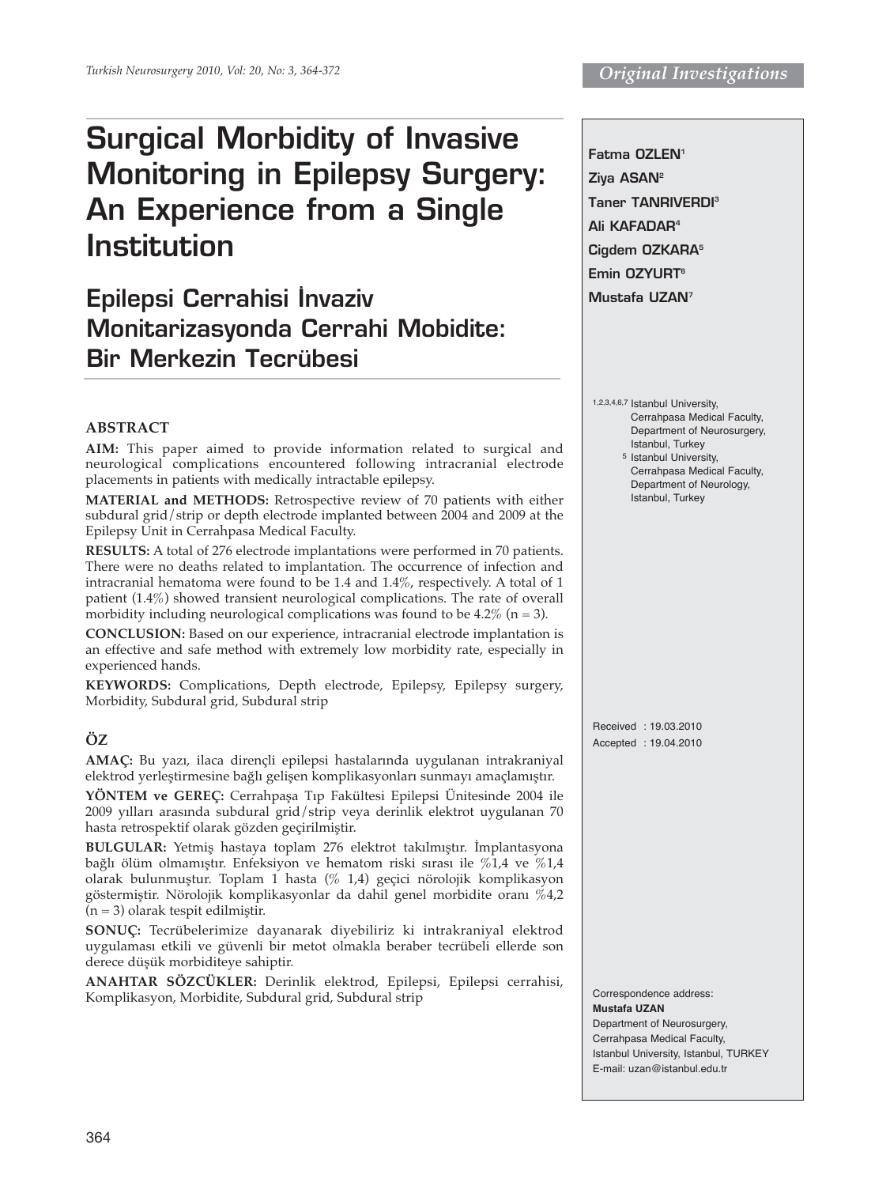Original Investigations

# Surgical Morbidity of Invasive Monitoring in Epilepsy Surgery: An Experience from a Single Institution

## Epilepsi Cerrahisi İnvaziv Monitarizasyonda Cerrahi Mobidite: Bir Merkezin Tecrübesi

**Fatma OZLEN**[1]
**Ziya ASAN**[2]
**Taner TANRIVERDI**[3]
**Ali KAFADAR**[4]
**Cigdem OZKARA**[5]
**Emin OZYURT**[6]
**Mustafa UZAN**[7]

[1,2,3,4,6,7] Istanbul University, Cerrahpasa Medical Faculty, Department of Neurosurgery, Istanbul, Turkey

[5] Istanbul University, Cerrahpasa Medical Faculty, Department of Neurology, Istanbul, Turkey

### ABSTRACT

**AIM:** This paper aimed to provide information related to surgical and neurological complications encountered following intracranial electrode placements in patients with medically intractable epilepsy.

**MATERIAL and METHODS:** Retrospective review of 70 patients with either subdural grid/strip or depth electrode implanted between 2004 and 2009 at the Epilepsy Unit in Cerrahpasa Medical Faculty.

**RESULTS:** A total of 276 electrode implantations were performed in 70 patients. There were no deaths related to implantation. The occurrence of infection and intracranial hematoma were found to be 1.4 and 1.4%, respectively. A total of 1 patient (1.4%) showed transient neurological complications. The rate of overall morbidity including neurological complications was found to be 4.2% (n = 3).

**CONCLUSION:** Based on our experience, intracranial electrode implantation is an effective and safe method with extremely low morbidity rate, especially in experienced hands.

**KEYWORDS:** Complications, Depth electrode, Epilepsy, Epilepsy surgery, Morbidity, Subdural grid, Subdural strip

### ÖZ

**AMAÇ:** Bu yazı, ilaca dirençli epilepsi hastalarında uygulanan intrakraniyal elektrod yerleştirmesine bağlı gelişen komplikasyonları sunmayı amaçlamıştır.

**YÖNTEM ve GEREÇ:** Cerrahpaşa Tıp Fakültesi Epilepsi Ünitesinde 2004 ile 2009 yılları arasında subdural grid/strip veya derinlik elektrot uygulanan 70 hasta retrospektif olarak gözden geçirilmiştir.

**BULGULAR:** Yetmiş hastaya toplam 276 elektrot takılmıştır. İmplantasyona bağlı ölüm olmamıştır. Enfeksiyon ve hematom riski sırası ile %1,4 ve %1,4 olarak bulunmuştur. Toplam 1 hasta (% 1,4) geçici nörolojik komplikasyon göstermiştir. Nörolojik komplikasyonlar da dahil genel morbidite oranı %4,2 (n = 3) olarak tespit edilmiştir.

**SONUÇ:** Tecrübelerimize dayanarak diyebiliriz ki intrakraniyal elektrod uygulaması etkili ve güvenli bir metot olmakla beraber tecrübeli ellerde son derece düşük morbiditeye sahiptir.

**ANAHTAR SÖZCÜKLER:** Derinlik elektrod, Epilepsi, Epilepsi cerrahisi, Komplikasyon, Morbidite, Subdural grid, Subdural strip

Received : 19.03.2010
Accepted : 19.04.2010

Correspondence address:
**Mustafa UZAN**
Department of Neurosurgery,
Cerrahpasa Medical Faculty,
Istanbul University, Istanbul, TURKEY
E-mail: uzan@istanbul.edu.tr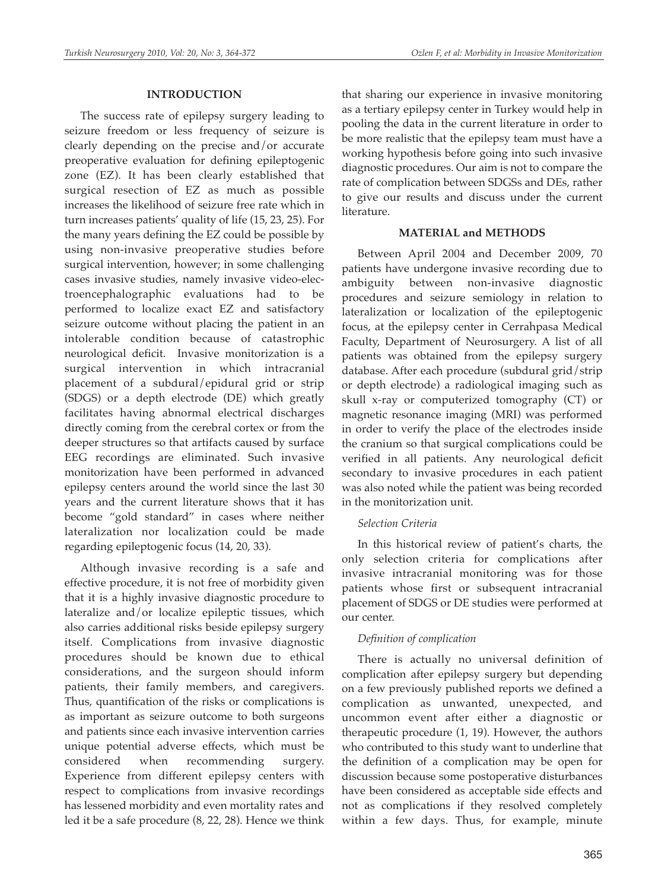## INTRODUCTION

The success rate of epilepsy surgery leading to seizure freedom or less frequency of seizure is clearly depending on the precise and/or accurate preoperative evaluation for defining epileptogenic zone (EZ). It has been clearly established that surgical resection of EZ as much as possible increases the likelihood of seizure free rate which in turn increases patients' quality of life (15, 23, 25). For the many years defining the EZ could be possible by using non-invasive preoperative studies before surgical intervention, however; in some challenging cases invasive studies, namely invasive video-electroencephalographic evaluations had to be performed to localize exact EZ and satisfactory seizure outcome without placing the patient in an intolerable condition because of catastrophic neurological deficit. Invasive monitorization is a surgical intervention in which intracranial placement of a subdural/epidural grid or strip (SDGS) or a depth electrode (DE) which greatly facilitates having abnormal electrical discharges directly coming from the cerebral cortex or from the deeper structures so that artifacts caused by surface EEG recordings are eliminated. Such invasive monitorization have been performed in advanced epilepsy centers around the world since the last 30 years and the current literature shows that it has become "gold standard" in cases where neither lateralization nor localization could be made regarding epileptogenic focus (14, 20, 33).

Although invasive recording is a safe and effective procedure, it is not free of morbidity given that it is a highly invasive diagnostic procedure to lateralize and/or localize epileptic tissues, which also carries additional risks beside epilepsy surgery itself. Complications from invasive diagnostic procedures should be known due to ethical considerations, and the surgeon should inform patients, their family members, and caregivers. Thus, quantification of the risks or complications is as important as seizure outcome to both surgeons and patients since each invasive intervention carries unique potential adverse effects, which must be considered when recommending surgery. Experience from different epilepsy centers with respect to complications from invasive recordings has lessened morbidity and even mortality rates and led it be a safe procedure (8, 22, 28). Hence we think that sharing our experience in invasive monitoring as a tertiary epilepsy center in Turkey would help in pooling the data in the current literature in order to be more realistic that the epilepsy team must have a working hypothesis before going into such invasive diagnostic procedures. Our aim is not to compare the rate of complication between SDGSs and DEs, rather to give our results and discuss under the current literature.

## MATERIAL and METHODS

Between April 2004 and December 2009, 70 patients have undergone invasive recording due to ambiguity between non-invasive diagnostic procedures and seizure semiology in relation to lateralization or localization of the epileptogenic focus, at the epilepsy center in Cerrahpasa Medical Faculty, Department of Neurosurgery. A list of all patients was obtained from the epilepsy surgery database. After each procedure (subdural grid/strip or depth electrode) a radiological imaging such as skull x-ray or computerized tomography (CT) or magnetic resonance imaging (MRI) was performed in order to verify the place of the electrodes inside the cranium so that surgical complications could be verified in all patients. Any neurological deficit secondary to invasive procedures in each patient was also noted while the patient was being recorded in the monitorization unit.

### *Selection Criteria*

In this historical review of patient's charts, the only selection criteria for complications after invasive intracranial monitoring was for those patients whose first or subsequent intracranial placement of SDGS or DE studies were performed at our center.

### *Definition of complication*

There is actually no universal definition of complication after epilepsy surgery but depending on a few previously published reports we defined a complication as unwanted, unexpected, and uncommon event after either a diagnostic or therapeutic procedure (1, 19). However, the authors who contributed to this study want to underline that the definition of a complication may be open for discussion because some postoperative disturbances have been considered as acceptable side effects and not as complications if they resolved completely within a few days. Thus, for example, minute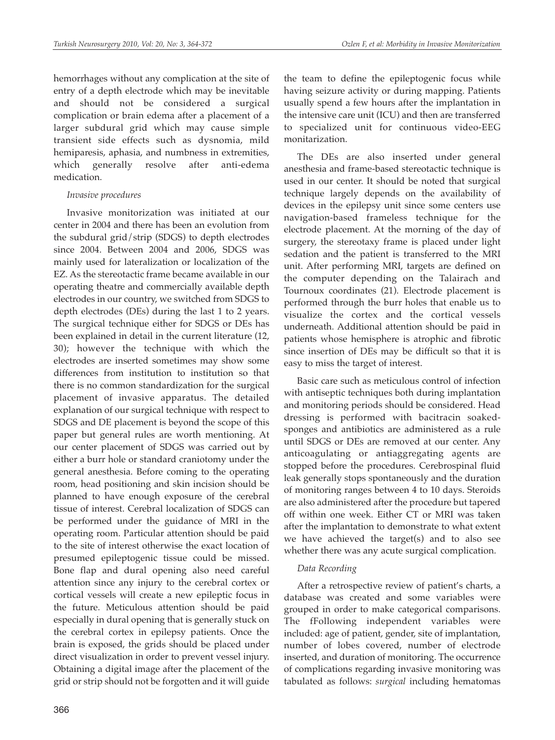hemorrhages without any complication at the site of entry of a depth electrode which may be inevitable and should not be considered a surgical complication or brain edema after a placement of a larger subdural grid which may cause simple transient side effects such as dysnomia, mild hemiparesis, aphasia, and numbness in extremities, which generally resolve after anti-edema medication.

*Invasive procedures*

Invasive monitorization was initiated at our center in 2004 and there has been an evolution from the subdural grid/strip (SDGS) to depth electrodes since 2004. Between 2004 and 2006, SDGS was mainly used for lateralization or localization of the EZ. As the stereotactic frame became available in our operating theatre and commercially available depth electrodes in our country, we switched from SDGS to depth electrodes (DEs) during the last 1 to 2 years. The surgical technique either for SDGS or DEs has been explained in detail in the current literature (12, 30); however the technique with which the electrodes are inserted sometimes may show some differences from institution to institution so that there is no common standardization for the surgical placement of invasive apparatus. The detailed explanation of our surgical technique with respect to SDGS and DE placement is beyond the scope of this paper but general rules are worth mentioning. At our center placement of SDGS was carried out by either a burr hole or standard craniotomy under the general anesthesia. Before coming to the operating room, head positioning and skin incision should be planned to have enough exposure of the cerebral tissue of interest. Cerebral localization of SDGS can be performed under the guidance of MRI in the operating room. Particular attention should be paid to the site of interest otherwise the exact location of presumed epileptogenic tissue could be missed. Bone flap and dural opening also need careful attention since any injury to the cerebral cortex or cortical vessels will create a new epileptic focus in the future. Meticulous attention should be paid especially in dural opening that is generally stuck on the cerebral cortex in epilepsy patients. Once the brain is exposed, the grids should be placed under direct visualization in order to prevent vessel injury. Obtaining a digital image after the placement of the grid or strip should not be forgotten and it will guide the team to define the epileptogenic focus while having seizure activity or during mapping. Patients usually spend a few hours after the implantation in the intensive care unit (ICU) and then are transferred to specialized unit for continuous video-EEG monitarization.

The DEs are also inserted under general anesthesia and frame-based stereotactic technique is used in our center. It should be noted that surgical technique largely depends on the availability of devices in the epilepsy unit since some centers use navigation-based frameless technique for the electrode placement. At the morning of the day of surgery, the stereotaxy frame is placed under light sedation and the patient is transferred to the MRI unit. After performing MRI, targets are defined on the computer depending on the Talairach and Tournoux coordinates (21). Electrode placement is performed through the burr holes that enable us to visualize the cortex and the cortical vessels underneath. Additional attention should be paid in patients whose hemisphere is atrophic and fibrotic since insertion of DEs may be difficult so that it is easy to miss the target of interest.

Basic care such as meticulous control of infection with antiseptic techniques both during implantation and monitoring periods should be considered. Head dressing is performed with bacitracin soaked-sponges and antibiotics are administered as a rule until SDGS or DEs are removed at our center. Any anticoagulating or antiaggregating agents are stopped before the procedures. Cerebrospinal fluid leak generally stops spontaneously and the duration of monitoring ranges between 4 to 10 days. Steroids are also administered after the procedure but tapered off within one week. Either CT or MRI was taken after the implantation to demonstrate to what extent we have achieved the target(s) and to also see whether there was any acute surgical complication.

*Data Recording*

After a retrospective review of patient's charts, a database was created and some variables were grouped in order to make categorical comparisons. The fFollowing independent variables were included: age of patient, gender, site of implantation, number of lobes covered, number of electrode inserted, and duration of monitoring. The occurrence of complications regarding invasive monitoring was tabulated as follows: *surgical* including hematomas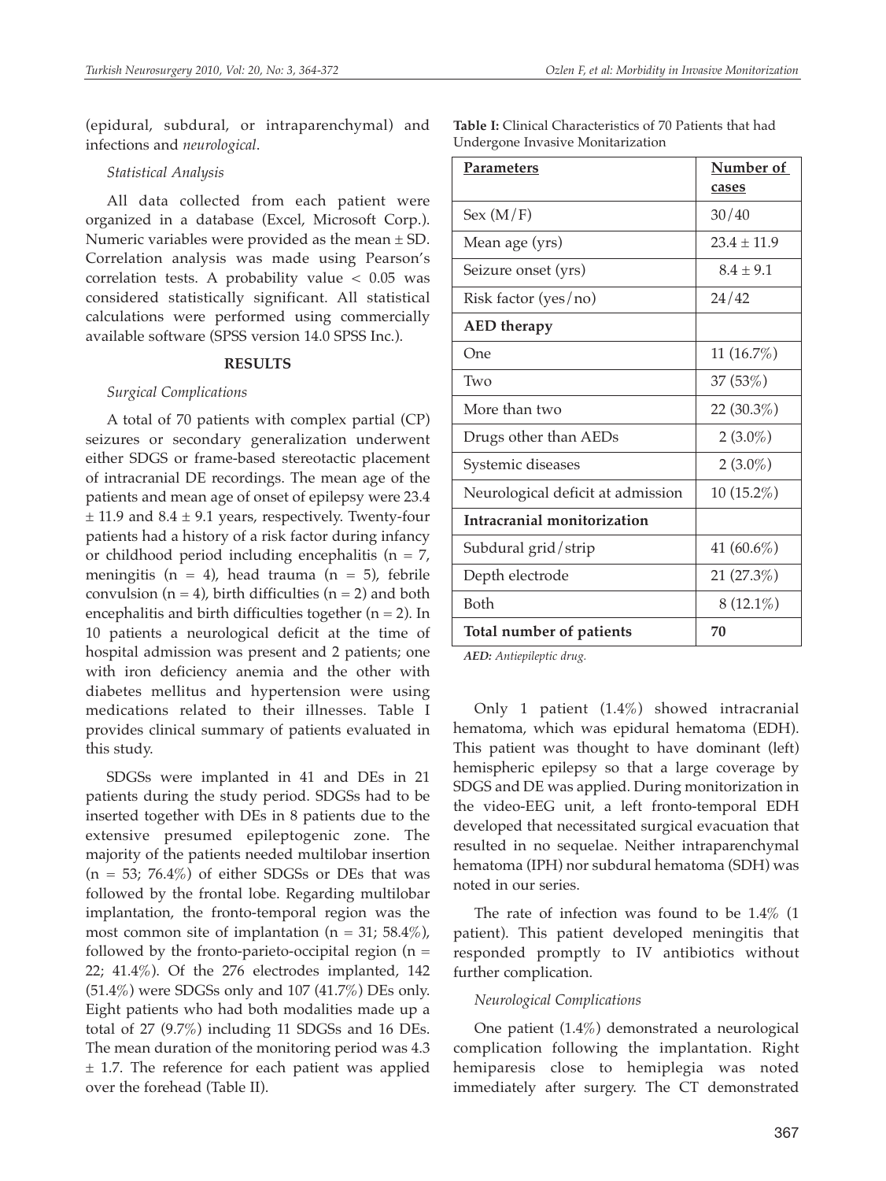(epidural, subdural, or intraparenchymal) and infections and *neurological*.

*Statistical Analysis*

All data collected from each patient were organized in a database (Excel, Microsoft Corp.). Numeric variables were provided as the mean ± SD. Correlation analysis was made using Pearson's correlation tests. A probability value < 0.05 was considered statistically significant. All statistical calculations were performed using commercially available software (SPSS version 14.0 SPSS Inc.).

## RESULTS

*Surgical Complications*

A total of 70 patients with complex partial (CP) seizures or secondary generalization underwent either SDGS or frame-based stereotactic placement of intracranial DE recordings. The mean age of the patients and mean age of onset of epilepsy were 23.4 ± 11.9 and 8.4 ± 9.1 years, respectively. Twenty-four patients had a history of a risk factor during infancy or childhood period including encephalitis (n = 7, meningitis (n = 4), head trauma (n = 5), febrile convulsion (n = 4), birth difficulties (n = 2) and both encephalitis and birth difficulties together (n = 2). In 10 patients a neurological deficit at the time of hospital admission was present and 2 patients; one with iron deficiency anemia and the other with diabetes mellitus and hypertension were using medications related to their illnesses. Table I provides clinical summary of patients evaluated in this study.

SDGSs were implanted in 41 and DEs in 21 patients during the study period. SDGSs had to be inserted together with DEs in 8 patients due to the extensive presumed epileptogenic zone. The majority of the patients needed multilobar insertion (n = 53; 76.4%) of either SDGSs or DEs that was followed by the frontal lobe. Regarding multilobar implantation, the fronto-temporal region was the most common site of implantation (n = 31; 58.4%), followed by the fronto-parieto-occipital region (n = 22; 41.4%). Of the 276 electrodes implanted, 142 (51.4%) were SDGSs only and 107 (41.7%) DEs only. Eight patients who had both modalities made up a total of 27 (9.7%) including 11 SDGSs and 16 DEs. The mean duration of the monitoring period was 4.3 ± 1.7. The reference for each patient was applied over the forehead (Table II).

**Table I:** Clinical Characteristics of 70 Patients that had Undergone Invasive Monitarization

| Parameters | Number of cases |
| --- | --- |
| Sex (M/F) | 30/40 |
| Mean age (yrs) | 23.4 ± 11.9 |
| Seizure onset (yrs) | 8.4 ± 9.1 |
| Risk factor (yes/no) | 24/42 |
| **AED therapy** | |
| One | 11 (16.7%) |
| Two | 37 (53%) |
| More than two | 22 (30.3%) |
| Drugs other than AEDs | 2 (3.0%) |
| Systemic diseases | 2 (3.0%) |
| Neurological deficit at admission | 10 (15.2%) |
| **Intracranial monitorization** | |
| Subdural grid/strip | 41 (60.6%) |
| Depth electrode | 21 (27.3%) |
| Both | 8 (12.1%) |
| **Total number of patients** | **70** |

***AED:** Antiepileptic drug.*

Only 1 patient (1.4%) showed intracranial hematoma, which was epidural hematoma (EDH). This patient was thought to have dominant (left) hemispheric epilepsy so that a large coverage by SDGS and DE was applied. During monitorization in the video-EEG unit, a left fronto-temporal EDH developed that necessitated surgical evacuation that resulted in no sequelae. Neither intraparenchymal hematoma (IPH) nor subdural hematoma (SDH) was noted in our series.

The rate of infection was found to be 1.4% (1 patient). This patient developed meningitis that responded promptly to IV antibiotics without further complication.

*Neurological Complications*

One patient (1.4%) demonstrated a neurological complication following the implantation. Right hemiparesis close to hemiplegia was noted immediately after surgery. The CT demonstrated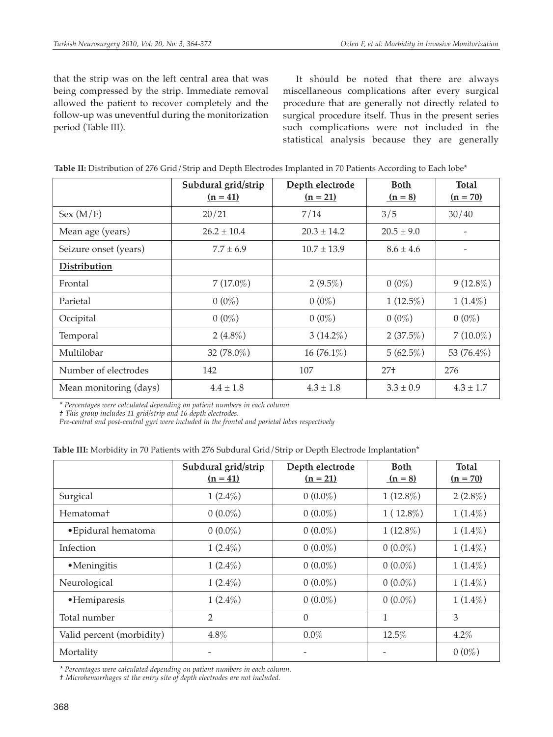that the strip was on the left central area that was being compressed by the strip. Immediate removal allowed the patient to recover completely and the follow-up was uneventful during the monitorization period (Table III).

It should be noted that there are always miscellaneous complications after every surgical procedure that are generally not directly related to surgical procedure itself. Thus in the present series such complications were not included in the statistical analysis because they are generally

**Table II:** Distribution of 276 Grid/Strip and Depth Electrodes Implanted in 70 Patients According to Each lobe*

| | Subdural grid/strip (n = 41) | Depth electrode (n = 21) | Both (n = 8) | Total (n = 70) |
|---|---|---|---|---|
| Sex (M/F) | 20/21 | 7/14 | 3/5 | 30/40 |
| Mean age (years) | 26.2 ± 10.4 | 20.3 ± 14.2 | 20.5 ± 9.0 | - |
| Seizure onset (years) | 7.7 ± 6.9 | 10.7 ± 13.9 | 8.6 ± 4.6 | - |
| **Distribution** | | | | |
| Frontal | 7 (17.0%) | 2 (9.5%) | 0 (0%) | 9 (12.8%) |
| Parietal | 0 (0%) | 0 (0%) | 1 (12.5%) | 1 (1.4%) |
| Occipital | 0 (0%) | 0 (0%) | 0 (0%) | 0 (0%) |
| Temporal | 2 (4.8%) | 3 (14.2%) | 2 (37.5%) | 7 (10.0%) |
| Multilobar | 32 (78.0%) | 16 (76.1%) | 5 (62.5%) | 53 (76.4%) |
| Number of electrodes | 142 | 107 | 27† | 276 |
| Mean monitoring (days) | 4.4 ± 1.8 | 4.3 ± 1.8 | 3.3 ± 0.9 | 4.3 ± 1.7 |

*\* Percentages were calculated depending on patient numbers in each column.*
*† This group includes 11 grid/strip and 16 depth electrodes.*
*Pre-central and post-central gyri were included in the frontal and parietal lobes respectively*

**Table III:** Morbidity in 70 Patients with 276 Subdural Grid/Strip or Depth Electrode Implantation*

| | Subdural grid/strip (n = 41) | Depth electrode (n = 21) | Both (n = 8) | Total (n = 70) |
|---|---|---|---|---|
| Surgical | 1 (2.4%) | 0 (0.0%) | 1 (12.8%) | 2 (2.8%) |
| Hematoma† | 0 (0.0%) | 0 (0.0%) | 1 ( 12.8%) | 1 (1.4%) |
| •Epidural hematoma | 0 (0.0%) | 0 (0.0%) | 1 (12.8%) | 1 (1.4%) |
| Infection | 1 (2.4%) | 0 (0.0%) | 0 (0.0%) | 1 (1.4%) |
| •Meningitis | 1 (2.4%) | 0 (0.0%) | 0 (0.0%) | 1 (1.4%) |
| Neurological | 1 (2.4%) | 0 (0.0%) | 0 (0.0%) | 1 (1.4%) |
| •Hemiparesis | 1 (2.4%) | 0 (0.0%) | 0 (0.0%) | 1 (1.4%) |
| Total number | 2 | 0 | 1 | 3 |
| Valid percent (morbidity) | 4.8% | 0.0% | 12.5% | 4.2% |
| Mortality | - | - | - | 0 (0%) |

*\* Percentages were calculated depending on patient numbers in each column.*
*† Microhemorrhages at the entry site of depth electrodes are not included.*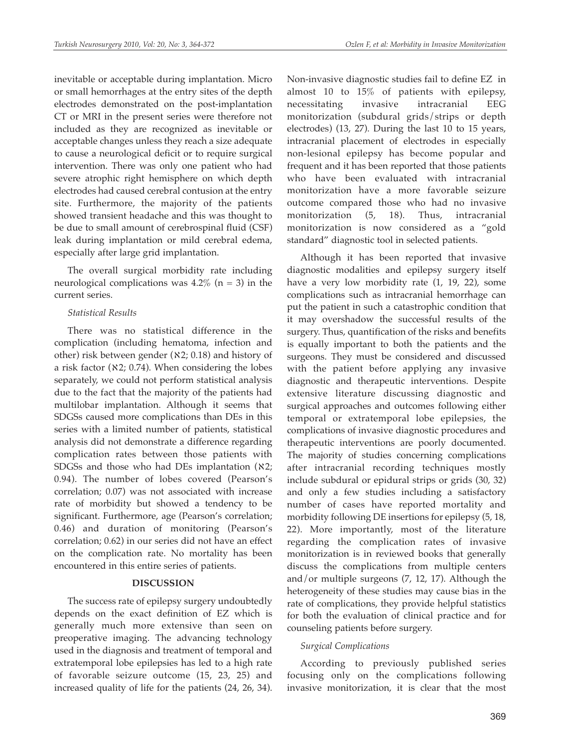inevitable or acceptable during implantation. Micro or small hemorrhages at the entry sites of the depth electrodes demonstrated on the post-implantation CT or MRI in the present series were therefore not included as they are recognized as inevitable or acceptable changes unless they reach a size adequate to cause a neurological deficit or to require surgical intervention. There was only one patient who had severe atrophic right hemisphere on which depth electrodes had caused cerebral contusion at the entry site. Furthermore, the majority of the patients showed transient headache and this was thought to be due to small amount of cerebrospinal fluid (CSF) leak during implantation or mild cerebral edema, especially after large grid implantation.

The overall surgical morbidity rate including neurological complications was 4.2% (n = 3) in the current series.

*Statistical Results*

There was no statistical difference in the complication (including hematoma, infection and other) risk between gender (ℵ2; 0.18) and history of a risk factor (ℵ2; 0.74). When considering the lobes separately, we could not perform statistical analysis due to the fact that the majority of the patients had multilobar implantation. Although it seems that SDGSs caused more complications than DEs in this series with a limited number of patients, statistical analysis did not demonstrate a difference regarding complication rates between those patients with SDGSs and those who had DEs implantation (ℵ2; 0.94). The number of lobes covered (Pearson's correlation; 0.07) was not associated with increase rate of morbidity but showed a tendency to be significant. Furthermore, age (Pearson's correlation; 0.46) and duration of monitoring (Pearson's correlation; 0.62) in our series did not have an effect on the complication rate. No mortality has been encountered in this entire series of patients.

## DISCUSSION

The success rate of epilepsy surgery undoubtedly depends on the exact definition of EZ which is generally much more extensive than seen on preoperative imaging. The advancing technology used in the diagnosis and treatment of temporal and extratemporal lobe epilepsies has led to a high rate of favorable seizure outcome (15, 23, 25) and increased quality of life for the patients (24, 26, 34). Non-invasive diagnostic studies fail to define EZ in almost 10 to 15% of patients with epilepsy, necessitating invasive intracranial EEG monitorization (subdural grids/strips or depth electrodes) (13, 27). During the last 10 to 15 years, intracranial placement of electrodes in especially non-lesional epilepsy has become popular and frequent and it has been reported that those patients who have been evaluated with intracranial monitorization have a more favorable seizure outcome compared those who had no invasive monitorization (5, 18). Thus, intracranial monitorization is now considered as a "gold standard" diagnostic tool in selected patients.

Although it has been reported that invasive diagnostic modalities and epilepsy surgery itself have a very low morbidity rate (1, 19, 22), some complications such as intracranial hemorrhage can put the patient in such a catastrophic condition that it may overshadow the successful results of the surgery. Thus, quantification of the risks and benefits is equally important to both the patients and the surgeons. They must be considered and discussed with the patient before applying any invasive diagnostic and therapeutic interventions. Despite extensive literature discussing diagnostic and surgical approaches and outcomes following either temporal or extratemporal lobe epilepsies, the complications of invasive diagnostic procedures and therapeutic interventions are poorly documented. The majority of studies concerning complications after intracranial recording techniques mostly include subdural or epidural strips or grids (30, 32) and only a few studies including a satisfactory number of cases have reported mortality and morbidity following DE insertions for epilepsy (5, 18, 22). More importantly, most of the literature regarding the complication rates of invasive monitorization is in reviewed books that generally discuss the complications from multiple centers and/or multiple surgeons (7, 12, 17). Although the heterogeneity of these studies may cause bias in the rate of complications, they provide helpful statistics for both the evaluation of clinical practice and for counseling patients before surgery.

*Surgical Complications*

According to previously published series focusing only on the complications following invasive monitorization, it is clear that the most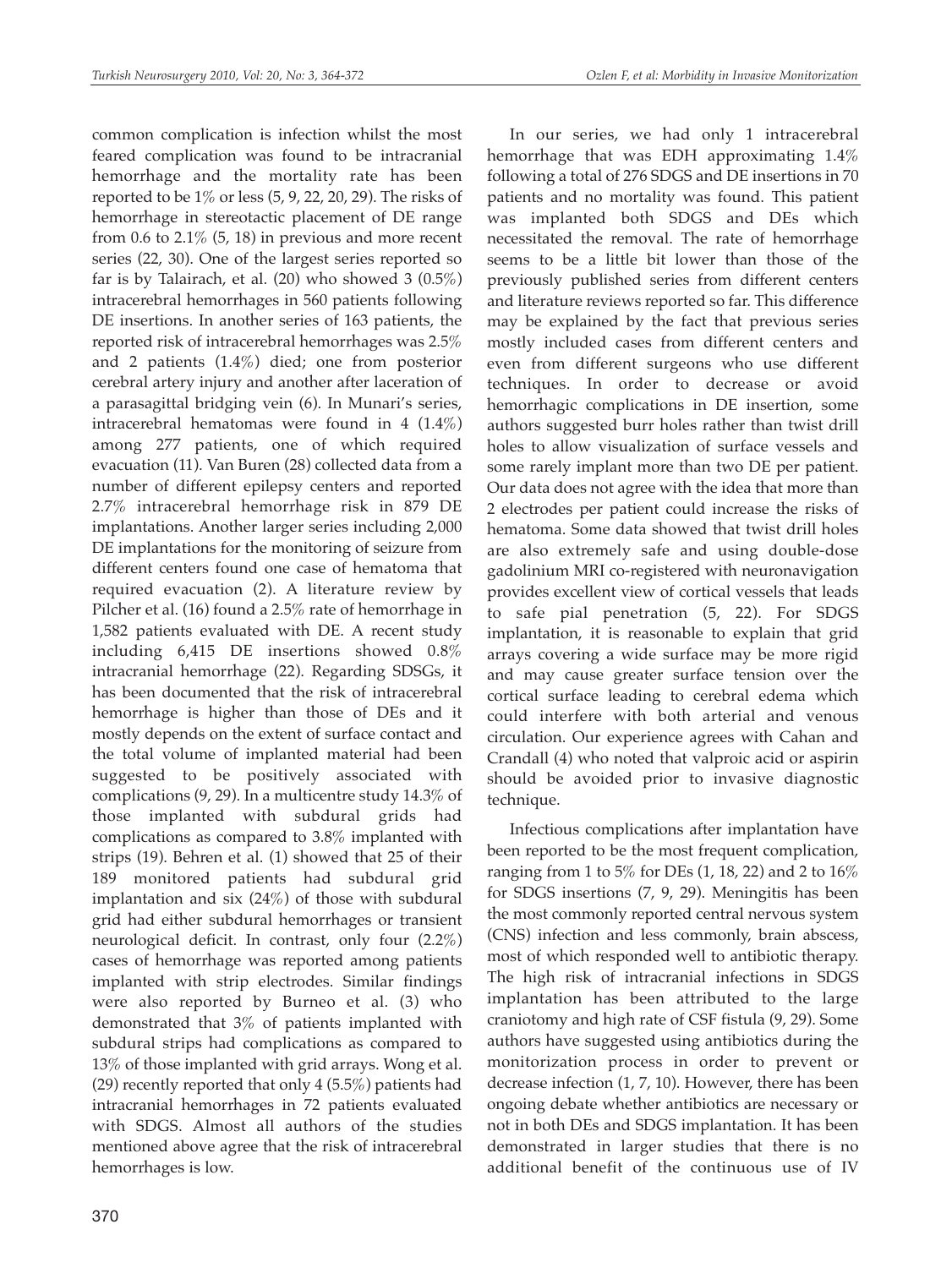common complication is infection whilst the most feared complication was found to be intracranial hemorrhage and the mortality rate has been reported to be 1% or less (5, 9, 22, 20, 29). The risks of hemorrhage in stereotactic placement of DE range from 0.6 to 2.1% (5, 18) in previous and more recent series (22, 30). One of the largest series reported so far is by Talairach, et al. (20) who showed 3 (0.5%) intracerebral hemorrhages in 560 patients following DE insertions. In another series of 163 patients, the reported risk of intracerebral hemorrhages was 2.5% and 2 patients (1.4%) died; one from posterior cerebral artery injury and another after laceration of a parasagittal bridging vein (6). In Munari's series, intracerebral hematomas were found in 4 (1.4%) among 277 patients, one of which required evacuation (11). Van Buren (28) collected data from a number of different epilepsy centers and reported 2.7% intracerebral hemorrhage risk in 879 DE implantations. Another larger series including 2,000 DE implantations for the monitoring of seizure from different centers found one case of hematoma that required evacuation (2). A literature review by Pilcher et al. (16) found a 2.5% rate of hemorrhage in 1,582 patients evaluated with DE. A recent study including 6,415 DE insertions showed 0.8% intracranial hemorrhage (22). Regarding SDSGs, it has been documented that the risk of intracerebral hemorrhage is higher than those of DEs and it mostly depends on the extent of surface contact and the total volume of implanted material had been suggested to be positively associated with complications (9, 29). In a multicentre study 14.3% of those implanted with subdural grids had complications as compared to 3.8% implanted with strips (19). Behren et al. (1) showed that 25 of their 189 monitored patients had subdural grid implantation and six (24%) of those with subdural grid had either subdural hemorrhages or transient neurological deficit. In contrast, only four (2.2%) cases of hemorrhage was reported among patients implanted with strip electrodes. Similar findings were also reported by Burneo et al. (3) who demonstrated that 3% of patients implanted with subdural strips had complications as compared to 13% of those implanted with grid arrays. Wong et al. (29) recently reported that only 4 (5.5%) patients had intracranial hemorrhages in 72 patients evaluated with SDGS. Almost all authors of the studies mentioned above agree that the risk of intracerebral hemorrhages is low.

In our series, we had only 1 intracerebral hemorrhage that was EDH approximating 1.4% following a total of 276 SDGS and DE insertions in 70 patients and no mortality was found. This patient was implanted both SDGS and DEs which necessitated the removal. The rate of hemorrhage seems to be a little bit lower than those of the previously published series from different centers and literature reviews reported so far. This difference may be explained by the fact that previous series mostly included cases from different centers and even from different surgeons who use different techniques. In order to decrease or avoid hemorrhagic complications in DE insertion, some authors suggested burr holes rather than twist drill holes to allow visualization of surface vessels and some rarely implant more than two DE per patient. Our data does not agree with the idea that more than 2 electrodes per patient could increase the risks of hematoma. Some data showed that twist drill holes are also extremely safe and using double-dose gadolinium MRI co-registered with neuronavigation provides excellent view of cortical vessels that leads to safe pial penetration (5, 22). For SDGS implantation, it is reasonable to explain that grid arrays covering a wide surface may be more rigid and may cause greater surface tension over the cortical surface leading to cerebral edema which could interfere with both arterial and venous circulation. Our experience agrees with Cahan and Crandall (4) who noted that valproic acid or aspirin should be avoided prior to invasive diagnostic technique.

Infectious complications after implantation have been reported to be the most frequent complication, ranging from 1 to 5% for DEs (1, 18, 22) and 2 to 16% for SDGS insertions (7, 9, 29). Meningitis has been the most commonly reported central nervous system (CNS) infection and less commonly, brain abscess, most of which responded well to antibiotic therapy. The high risk of intracranial infections in SDGS implantation has been attributed to the large craniotomy and high rate of CSF fistula (9, 29). Some authors have suggested using antibiotics during the monitorization process in order to prevent or decrease infection (1, 7, 10). However, there has been ongoing debate whether antibiotics are necessary or not in both DEs and SDGS implantation. It has been demonstrated in larger studies that there is no additional benefit of the continuous use of IV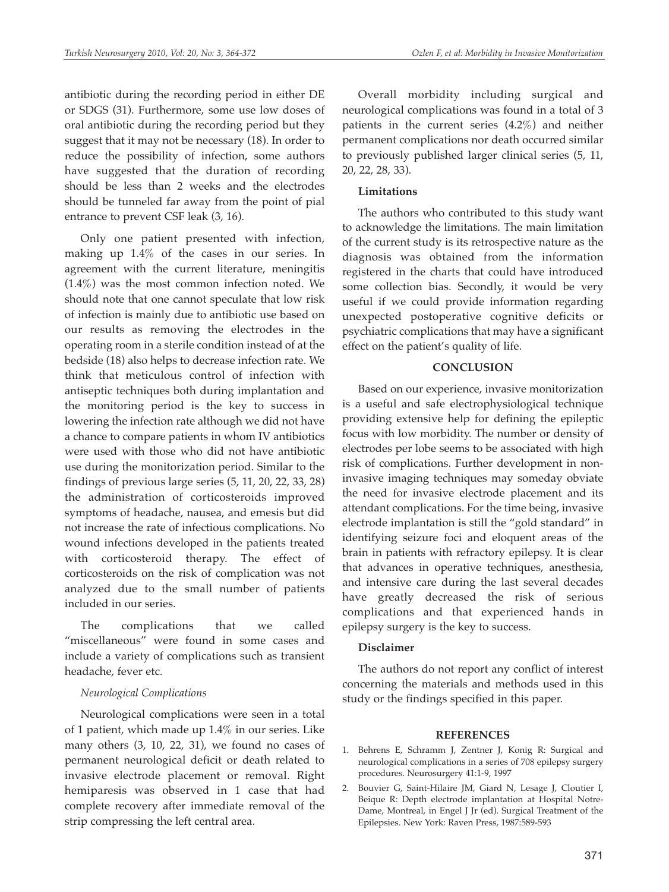antibiotic during the recording period in either DE or SDGS (31). Furthermore, some use low doses of oral antibiotic during the recording period but they suggest that it may not be necessary (18). In order to reduce the possibility of infection, some authors have suggested that the duration of recording should be less than 2 weeks and the electrodes should be tunneled far away from the point of pial entrance to prevent CSF leak (3, 16).

Only one patient presented with infection, making up 1.4% of the cases in our series. In agreement with the current literature, meningitis (1.4%) was the most common infection noted. We should note that one cannot speculate that low risk of infection is mainly due to antibiotic use based on our results as removing the electrodes in the operating room in a sterile condition instead of at the bedside (18) also helps to decrease infection rate. We think that meticulous control of infection with antiseptic techniques both during implantation and the monitoring period is the key to success in lowering the infection rate although we did not have a chance to compare patients in whom IV antibiotics were used with those who did not have antibiotic use during the monitorization period. Similar to the findings of previous large series (5, 11, 20, 22, 33, 28) the administration of corticosteroids improved symptoms of headache, nausea, and emesis but did not increase the rate of infectious complications. No wound infections developed in the patients treated with corticosteroid therapy. The effect of corticosteroids on the risk of complication was not analyzed due to the small number of patients included in our series.

The complications that we called "miscellaneous" were found in some cases and include a variety of complications such as transient headache, fever etc.

*Neurological Complications*

Neurological complications were seen in a total of 1 patient, which made up 1.4% in our series. Like many others (3, 10, 22, 31), we found no cases of permanent neurological deficit or death related to invasive electrode placement or removal. Right hemiparesis was observed in 1 case that had complete recovery after immediate removal of the strip compressing the left central area.

Overall morbidity including surgical and neurological complications was found in a total of 3 patients in the current series (4.2%) and neither permanent complications nor death occurred similar to previously published larger clinical series (5, 11, 20, 22, 28, 33).

**Limitations**

The authors who contributed to this study want to acknowledge the limitations. The main limitation of the current study is its retrospective nature as the diagnosis was obtained from the information registered in the charts that could have introduced some collection bias. Secondly, it would be very useful if we could provide information regarding unexpected postoperative cognitive deficits or psychiatric complications that may have a significant effect on the patient's quality of life.

## CONCLUSION

Based on our experience, invasive monitorization is a useful and safe electrophysiological technique providing extensive help for defining the epileptic focus with low morbidity. The number or density of electrodes per lobe seems to be associated with high risk of complications. Further development in non-invasive imaging techniques may someday obviate the need for invasive electrode placement and its attendant complications. For the time being, invasive electrode implantation is still the "gold standard" in identifying seizure foci and eloquent areas of the brain in patients with refractory epilepsy. It is clear that advances in operative techniques, anesthesia, and intensive care during the last several decades have greatly decreased the risk of serious complications and that experienced hands in epilepsy surgery is the key to success.

**Disclaimer**

The authors do not report any conflict of interest concerning the materials and methods used in this study or the findings specified in this paper.

## REFERENCES

1. Behrens E, Schramm J, Zentner J, Konig R: Surgical and neurological complications in a series of 708 epilepsy surgery procedures. Neurosurgery 41:1-9, 1997
2. Bouvier G, Saint-Hilaire JM, Giard N, Lesage J, Cloutier I, Beique R: Depth electrode implantation at Hospital Notre-Dame, Montreal, in Engel J Jr (ed). Surgical Treatment of the Epilepsies. New York: Raven Press, 1987:589-593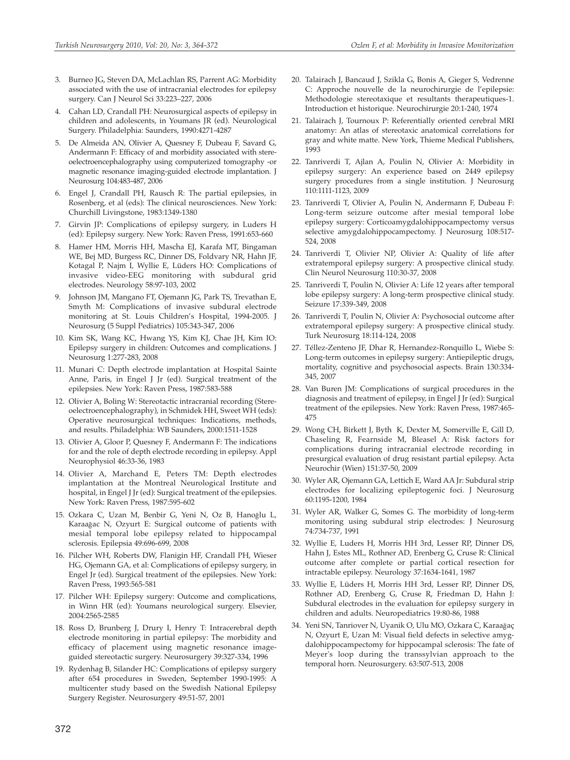3. Burneo JG, Steven DA, McLachlan RS, Parrent AG: Morbidity associated with the use of intracranial electrodes for epilepsy surgery. Can J Neurol Sci 33:223–227, 2006
4. Cahan LD, Crandall PH: Neurosurgical aspects of epilepsy in children and adolescents, in Youmans JR (ed). Neurological Surgery. Philadelphia: Saunders, 1990:4271-4287
5. De Almeida AN, Olivier A, Quesney F, Dubeau F, Savard G, Andermann F: Efficacy of and morbidity associated with stereoelectroencephalography using computerized tomography -or magnetic resonance imaging-guided electrode implantation. J Neurosurg 104:483-487, 2006
6. Engel J, Crandall PH, Rausch R: The partial epilepsies, in Rosenberg, et al (eds): The clinical neurosciences. New York: Churchill Livingstone, 1983:1349-1380
7. Girvin JP: Complications of epilepsy surgery, in Luders H (ed): Epilepsy surgery. New York: Raven Press, 1991:653-660
8. Hamer HM, Morris HH, Mascha EJ, Karafa MT, Bingaman WE, Bej MD, Burgess RC, Dinner DS, Foldvary NR, Hahn JF, Kotagal P, Najm I, Wyllie E, Lüders HO: Complications of invasive video-EEG monitoring with subdural grid electrodes. Neurology 58:97-103, 2002
9. Johnson JM, Mangano FT, Ojemann JG, Park TS, Trevathan E, Smyth M: Complications of invasive subdural electrode monitoring at St. Louis Children's Hospital, 1994-2005. J Neurosurg (5 Suppl Pediatrics) 105:343-347, 2006
10. Kim SK, Wang KC, Hwang YS, Kim KJ, Chae JH, Kim IO: Epilepsy surgery in children: Outcomes and complications. J Neurosurg 1:277-283, 2008
11. Munari C: Depth electrode implantation at Hospital Sainte Anne, Paris, in Engel J Jr (ed). Surgical treatment of the epilepsies. New York: Raven Press, 1987:583-588
12. Olivier A, Boling W: Stereotactic intracranial recording (Stereoelectroencephalography), in Schmidek HH, Sweet WH (eds): Operative neurosurgical techniques: Indications, methods, and results. Philadelphia: WB Saunders, 2000:1511-1528
13. Olivier A, Gloor P, Quesney F, Andermann F: The indications for and the role of depth electrode recording in epilepsy. Appl Neurophysiol 46:33-36, 1983
14. Olivier A, Marchand E, Peters TM: Depth electrodes implantation at the Montreal Neurological Institute and hospital, in Engel J Jr (ed): Surgical treatment of the epilepsies. New York: Raven Press, 1987:595-602
15. Ozkara C, Uzan M, Benbir G, Yeni N, Oz B, Hanoğlu L, Karaağac N, Ozyurt E: Surgical outcome of patients with mesial temporal lobe epilepsy related to hippocampal sclerosis. Epilepsia 49:696-699, 2008
16. Pilcher WH, Roberts DW, Flanigin HF, Crandall PH, Wieser HG, Ojemann GA, et al: Complications of epilepsy surgery, in Engel Jr (ed). Surgical treatment of the epilepsies. New York: Raven Press, 1993:565-581
17. Pilcher WH: Epilepsy surgery: Outcome and complications, in Winn HR (ed): Youmans neurological surgery. Elsevier, 2004:2565-2585
18. Ross D, Brunberg J, Drury I, Henry T: Intracerebral depth electrode monitoring in partial epilepsy: The morbidity and efficacy of placement using magnetic resonance image-guided stereotactic surgery. Neurosurgery 39:327-334, 1996
19. Rydenhag B, Silander HC: Complications of epilepsy surgery after 654 procedures in Sweden, September 1990-1995: A multicenter study based on the Swedish National Epilepsy Surgery Register. Neurosurgery 49:51-57, 2001
20. Talairach J, Bancaud J, Szikla G, Bonis A, Gieger S, Vedrenne C: Approche nouvelle de la neurochirurgie de l'epilepsie: Methodologie stereotaxique et resultants therapeutiques-1. Introduction et historique. Neurochirurgie 20:1-240, 1974
21. Talairach J, Tournoux P: Referentially oriented cerebral MRI anatomy: An atlas of stereotaxic anatomical correlations for gray and white matte. New York, Thieme Medical Publishers, 1993
22. Tanriverdi T, Ajlan A, Poulin N, Olivier A: Morbidity in epilepsy surgery: An experience based on 2449 epilepsy surgery procedures from a single institution. J Neurosurg 110:1111-1123, 2009
23. Tanriverdi T, Olivier A, Poulin N, Andermann F, Dubeau F: Long-term seizure outcome after mesial temporal lobe epilepsy surgery: Corticoamygdalohippocampectomy versus selective amygdalohippocampectomy. J Neurosurg 108:517-524, 2008
24. Tanriverdi T, Olivier NP, Olivier A: Quality of life after extratemporal epilepsy surgery: A prospective clinical study. Clin Neurol Neurosurg 110:30-37, 2008
25. Tanriverdi T, Poulin N, Olivier A: Life 12 years after temporal lobe epilepsy surgery: A long-term prospective clinical study. Seizure 17:339-349, 2008
26. Tanriverdi T, Poulin N, Olivier A: Psychosocial outcome after extratemporal epilepsy surgery: A prospective clinical study. Turk Neurosurg 18:114-124, 2008
27. Téllez-Zenteno JF, Dhar R, Hernandez-Ronquillo L, Wiebe S: Long-term outcomes in epilepsy surgery: Antiepileptic drugs, mortality, cognitive and psychosocial aspects. Brain 130:334-345, 2007
28. Van Buren JM: Complications of surgical procedures in the diagnosis and treatment of epilepsy, in Engel J Jr (ed): Surgical treatment of the epilepsies. New York: Raven Press, 1987:465-475
29. Wong CH, Birkett J, Byth K, Dexter M, Somerville E, Gill D, Chaseling R, Fearnside M, Bleasel A: Risk factors for complications during intracranial electrode recording in presurgical evaluation of drug resistant partial epilepsy. Acta Neurochir (Wien) 151:37-50, 2009
30. Wyler AR, Ojemann GA, Lettich E, Ward AA Jr: Subdural strip electrodes for localizing epileptogenic foci. J Neurosurg 60:1195-1200, 1984
31. Wyler AR, Walker G, Somes G. The morbidity of long-term monitoring using subdural strip electrodes: J Neurosurg 74:734-737, 1991
32. Wyllie E, Luders H, Morris HH 3rd, Lesser RP, Dinner DS, Hahn J, Estes ML, Rothner AD, Erenberg G, Cruse R: Clinical outcome after complete or partial cortical resection for intractable epilepsy. Neurology 37:1634-1641, 1987
33. Wyllie E, Lüders H, Morris HH 3rd, Lesser RP, Dinner DS, Rothner AD, Erenberg G, Cruse R, Friedman D, Hahn J: Subdural electrodes in the evaluation for epilepsy surgery in children and adults. Neuropediatrics 19:80-86, 1988
34. Yeni SN, Tanriover N, Uyanik O, Ulu MO, Ozkara C, Karaağaç N, Ozyurt E, Uzan M: Visual field defects in selective amygdalohippocampectomy for hippocampal sclerosis: The fate of Meyer's loop during the transsylvian approach to the temporal horn. Neurosurgery. 63:507-513, 2008